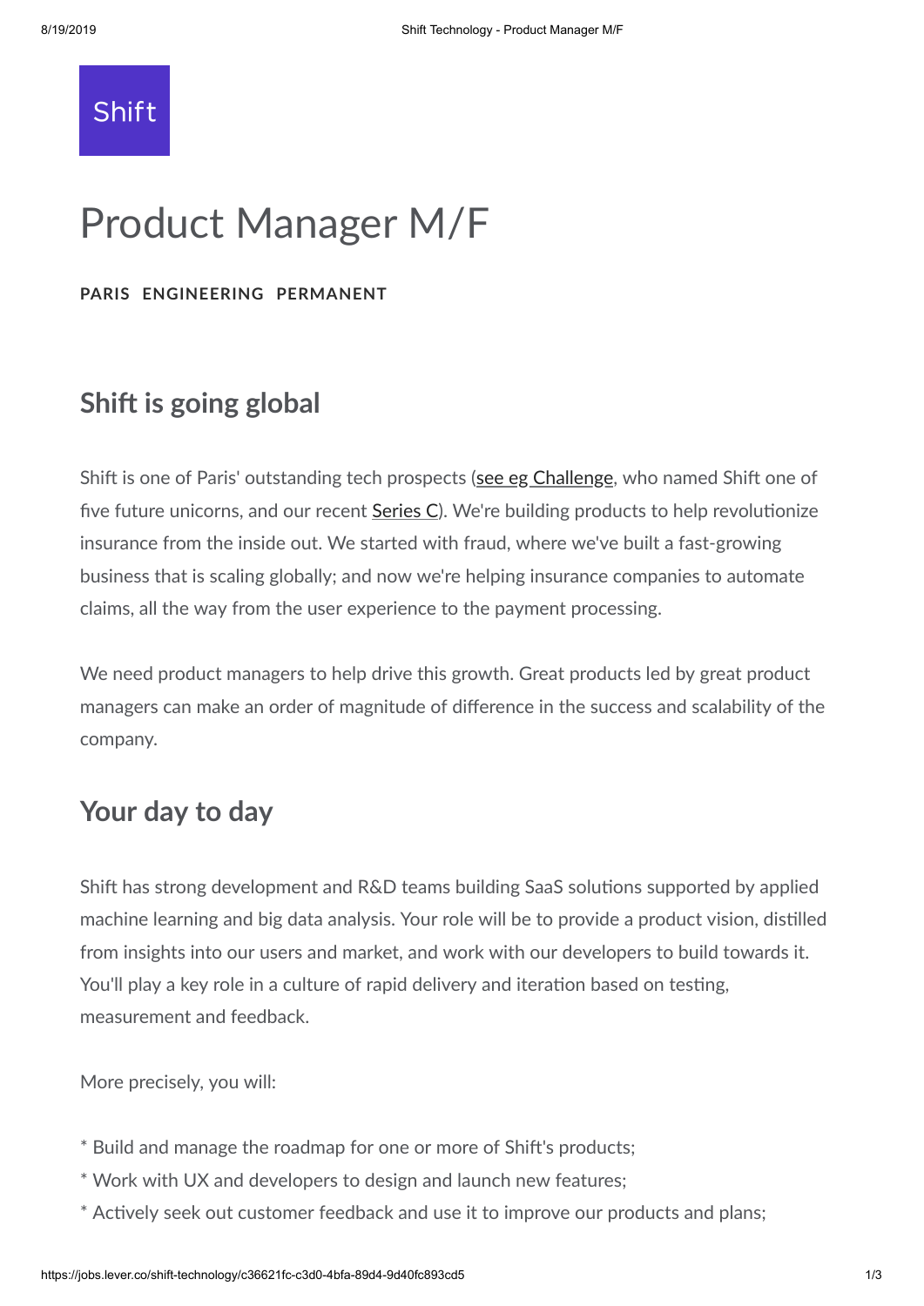Shift

# Product Manager M/F

**PARIS ENGINEERING PERMANENT**

## Shift is going global

Shift is one of Paris' outstanding tech prospects (see eg Challenge, who named Shift one of five future unicorns, and our recent Series C). We're building products to help revolutionize insurance from the inside out. We started with fraud, where we've built a fast-growing business that is scaling globally; and now we're helping insurance companies to automate claims, all the way from the user experience to the payment processing.

We need product managers to help drive this growth. Great products led by great product managers can make an order of magnitude of difference in the success and scalability of the company.

## Your day to day

Shift has strong development and R&D teams building SaaS solutions supported by applied machine learning and big data analysis. Your role will be to provide a product vision, distilled from insights into our users and market, and work with our developers to build towards it. You'll play a key role in a culture of rapid delivery and iteration based on testing, measurement and feedback.

More precisely, you will:

* Build and manage the roadmap for one or more of Shift's products;
* Work with UX and developers to design and launch new features;
* Actively seek out customer feedback and use it to improve our products and plans;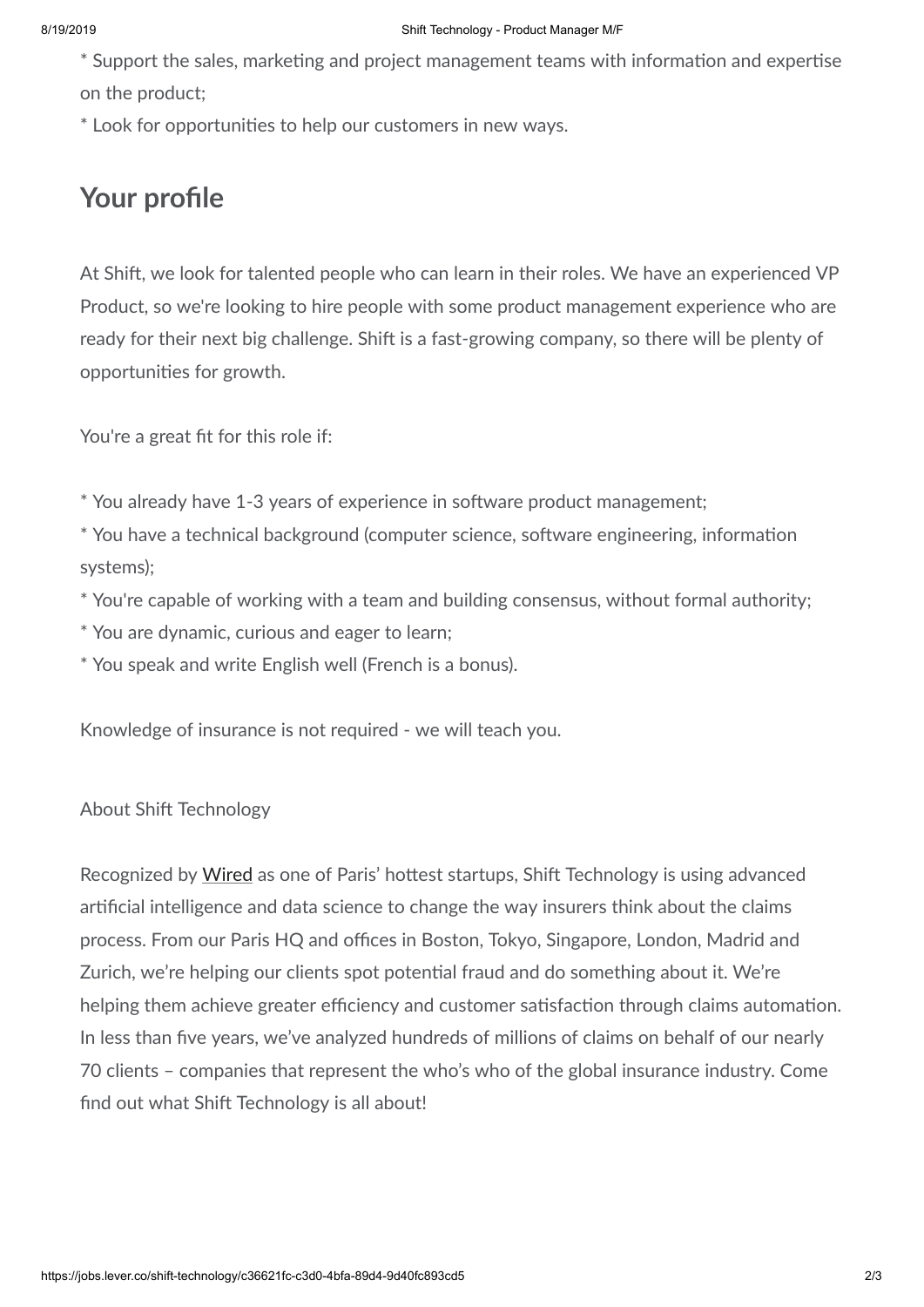* Support the sales, marketing and project management teams with information and expertise on the product;

* Look for opportunities to help our customers in new ways.

## Your profile

At Shift, we look for talented people who can learn in their roles. We have an experienced VP Product, so we're looking to hire people with some product management experience who are ready for their next big challenge. Shift is a fast-growing company, so there will be plenty of opportunities for growth.

You're a great fit for this role if:

* You already have 1-3 years of experience in software product management;

* You have a technical background (computer science, software engineering, information systems);

* You're capable of working with a team and building consensus, without formal authority;

* You are dynamic, curious and eager to learn;

* You speak and write English well (French is a bonus).

Knowledge of insurance is not required - we will teach you.

About Shift Technology

Recognized by Wired as one of Paris' hottest startups, Shift Technology is using advanced artificial intelligence and data science to change the way insurers think about the claims process. From our Paris HQ and offices in Boston, Tokyo, Singapore, London, Madrid and Zurich, we're helping our clients spot potential fraud and do something about it. We're helping them achieve greater efficiency and customer satisfaction through claims automation. In less than five years, we've analyzed hundreds of millions of claims on behalf of our nearly 70 clients – companies that represent the who's who of the global insurance industry. Come find out what Shift Technology is all about!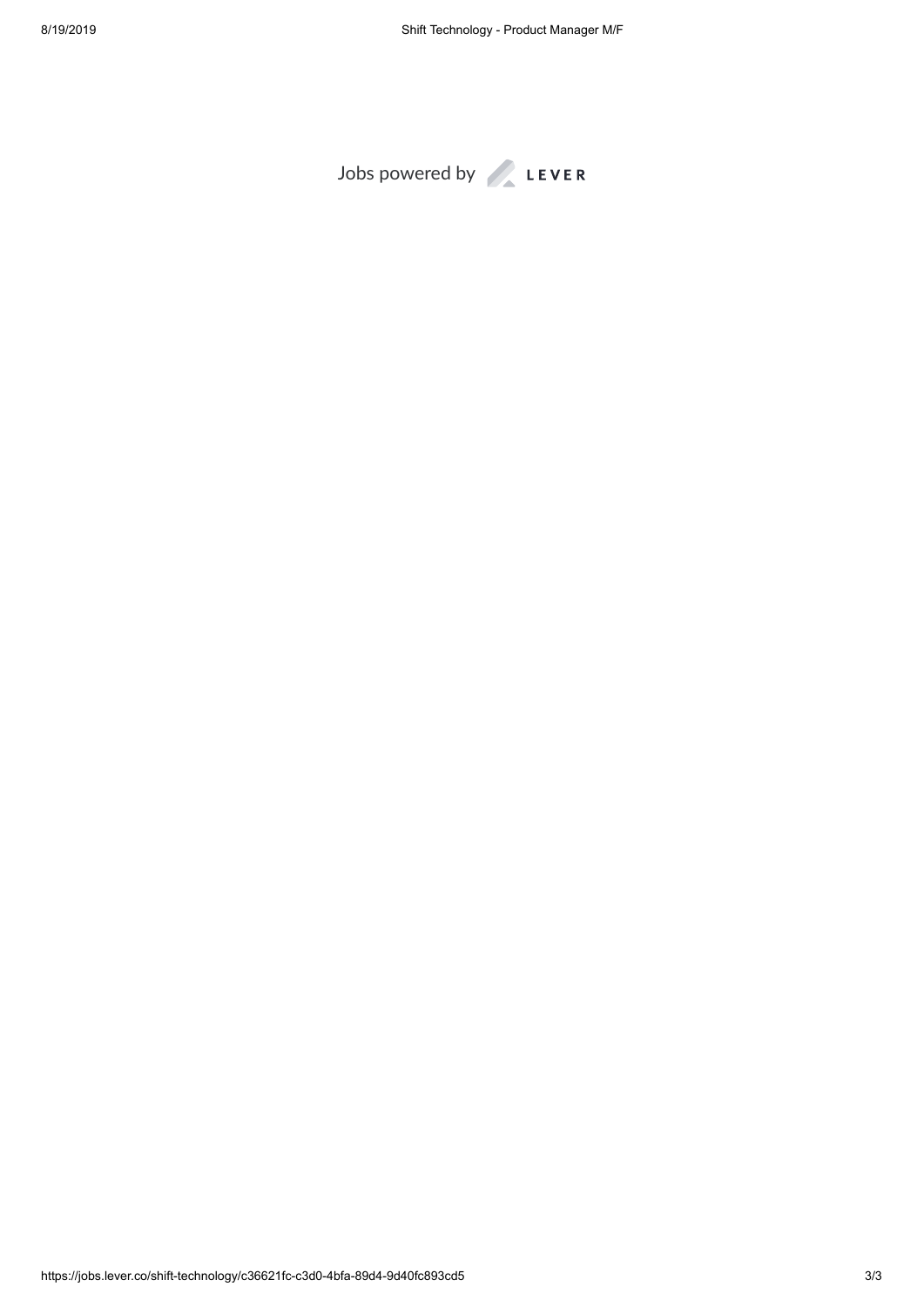Jobs powered by LEVER